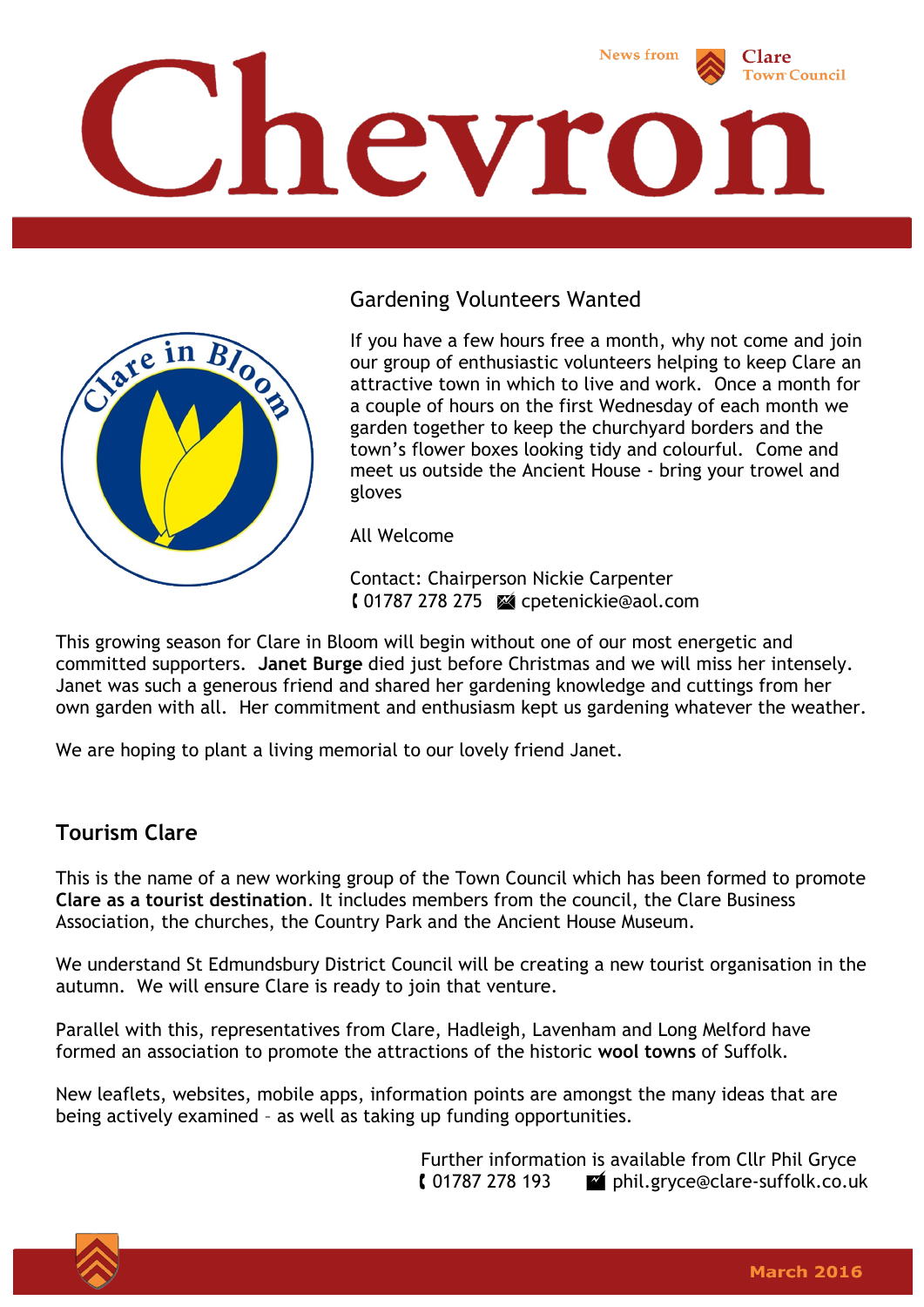# Chevron

News from Clare Town Council

## Gardening Volunteers Wanted

If you have a few hours free a month, why not come and join our group of enthusiastic volunteers helping to keep Clare an attractive town in which to live and work. Once a month for a couple of hours on the first Wednesday of each month we garden together to keep the churchyard borders and the town's flower boxes looking tidy and colourful. Come and meet us outside the Ancient House - bring your trowel and gloves

All Welcome

Contact: Chairperson Nickie Carpenter
01787 278 275 cpetenickie@aol.com

This growing season for Clare in Bloom will begin without one of our most energetic and committed supporters. **Janet Burge** died just before Christmas and we will miss her intensely. Janet was such a generous friend and shared her gardening knowledge and cuttings from her own garden with all. Her commitment and enthusiasm kept us gardening whatever the weather.

We are hoping to plant a living memorial to our lovely friend Janet.

## Tourism Clare

This is the name of a new working group of the Town Council which has been formed to promote **Clare as a tourist destination**. It includes members from the council, the Clare Business Association, the churches, the Country Park and the Ancient House Museum.

We understand St Edmundsbury District Council will be creating a new tourist organisation in the autumn. We will ensure Clare is ready to join that venture.

Parallel with this, representatives from Clare, Hadleigh, Lavenham and Long Melford have formed an association to promote the attractions of the historic **wool towns** of Suffolk.

New leaflets, websites, mobile apps, information points are amongst the many ideas that are being actively examined – as well as taking up funding opportunities.

Further information is available from Cllr Phil Gryce
01787 278 193 phil.gryce@clare-suffolk.co.uk

March 2016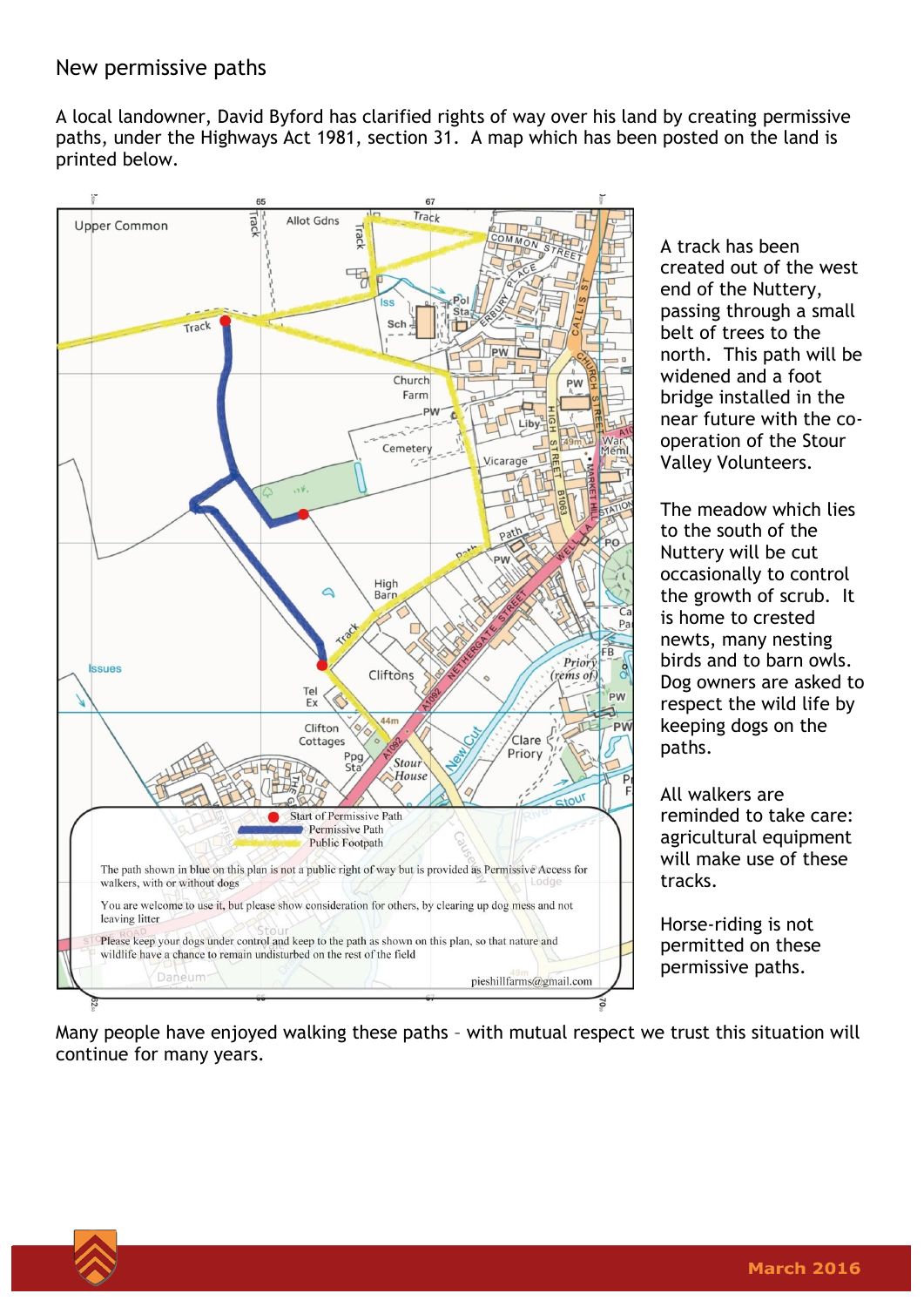## New permissive paths

A local landowner, David Byford has clarified rights of way over his land by creating permissive paths, under the Highways Act 1981, section 31. A map which has been posted on the land is printed below.

Start of Permissive Path
Permissive Path
Public Footpath

The path shown in blue on this plan is not a public right of way but is provided as Permissive Access for walkers, with or without dogs

You are welcome to use it, but please show consideration for others, by clearing up dog mess and not leaving litter

Please keep your dogs under control and keep to the path as shown on this plan, so that nature and wildlife have a chance to remain undisturbed on the rest of the field

pieshillfarms@gmail.com

A track has been created out of the west end of the Nuttery, passing through a small belt of trees to the north. This path will be widened and a foot bridge installed in the near future with the co-operation of the Stour Valley Volunteers.

The meadow which lies to the south of the Nuttery will be cut occasionally to control the growth of scrub. It is home to crested newts, many nesting birds and to barn owls. Dog owners are asked to respect the wild life by keeping dogs on the paths.

All walkers are reminded to take care: agricultural equipment will make use of these tracks.

Horse-riding is not permitted on these permissive paths.

Many people have enjoyed walking these paths – with mutual respect we trust this situation will continue for many years.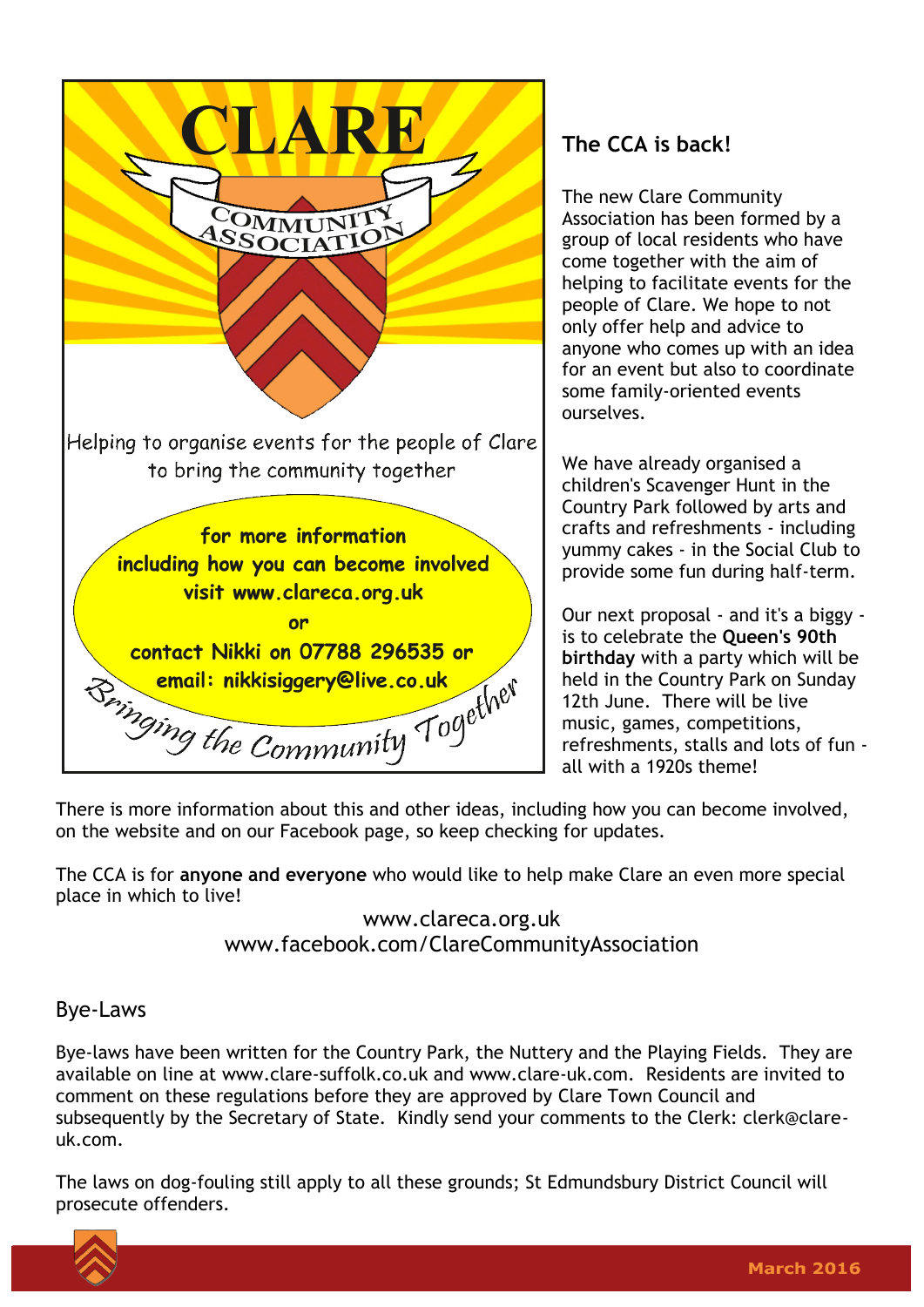CLARE

COMMUNITY ASSOCIATION

Helping to organise events for the people of Clare to bring the community together

**for more information including how you can become involved visit www.clareca.org.uk**

**or**

**contact Nikki on 07788 296535 or email: nikkisiggery@live.co.uk**

*Bringing the Community Together*

## The CCA is back!

The new Clare Community Association has been formed by a group of local residents who have come together with the aim of helping to facilitate events for the people of Clare. We hope to not only offer help and advice to anyone who comes up with an idea for an event but also to coordinate some family-oriented events ourselves.

We have already organised a children's Scavenger Hunt in the Country Park followed by arts and crafts and refreshments - including yummy cakes - in the Social Club to provide some fun during half-term.

Our next proposal - and it's a biggy - is to celebrate the **Queen's 90th birthday** with a party which will be held in the Country Park on Sunday 12th June. There will be live music, games, competitions, refreshments, stalls and lots of fun - all with a 1920s theme!

There is more information about this and other ideas, including how you can become involved, on the website and on our Facebook page, so keep checking for updates.

The CCA is for **anyone and everyone** who would like to help make Clare an even more special place in which to live!

www.clareca.org.uk
www.facebook.com/ClareCommunityAssociation

## Bye-Laws

Bye-laws have been written for the Country Park, the Nuttery and the Playing Fields. They are available on line at www.clare-suffolk.co.uk and www.clare-uk.com. Residents are invited to comment on these regulations before they are approved by Clare Town Council and subsequently by the Secretary of State. Kindly send your comments to the Clerk: clerk@clare-uk.com.

The laws on dog-fouling still apply to all these grounds; St Edmundsbury District Council will prosecute offenders.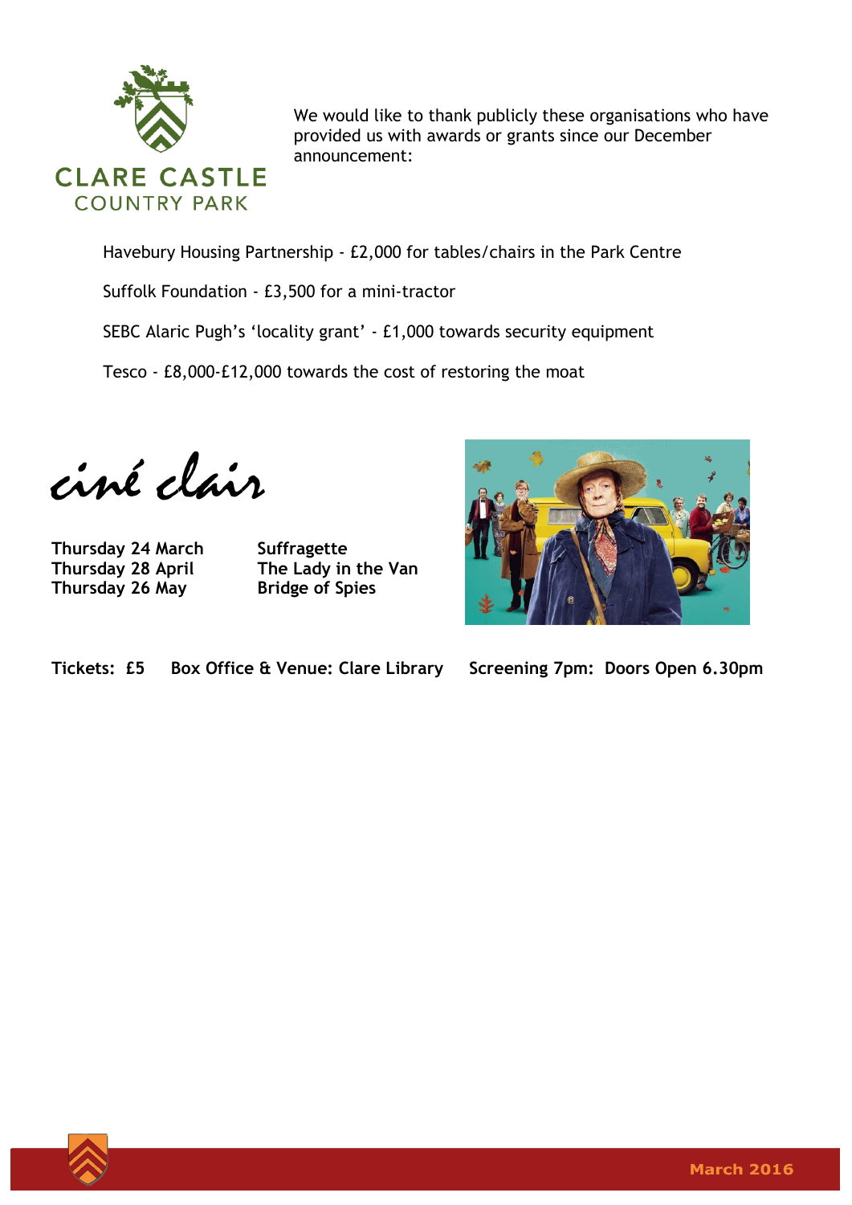CLARE CASTLE
COUNTRY PARK

We would like to thank publicly these organisations who have provided us with awards or grants since our December announcement:

Havebury Housing Partnership - £2,000 for tables/chairs in the Park Centre

Suffolk Foundation - £3,500 for a mini-tractor

SEBC Alaric Pugh's 'locality grant' - £1,000 towards security equipment

Tesco - £8,000-£12,000 towards the cost of restoring the moat

# ciné clair

| | |
|---|---|
| **Thursday 24 March** | **Suffragette** |
| **Thursday 28 April** | **The Lady in the Van** |
| **Thursday 26 May** | **Bridge of Spies** |

**Tickets: £5** **Box Office & Venue: Clare Library** **Screening 7pm: Doors Open 6.30pm**